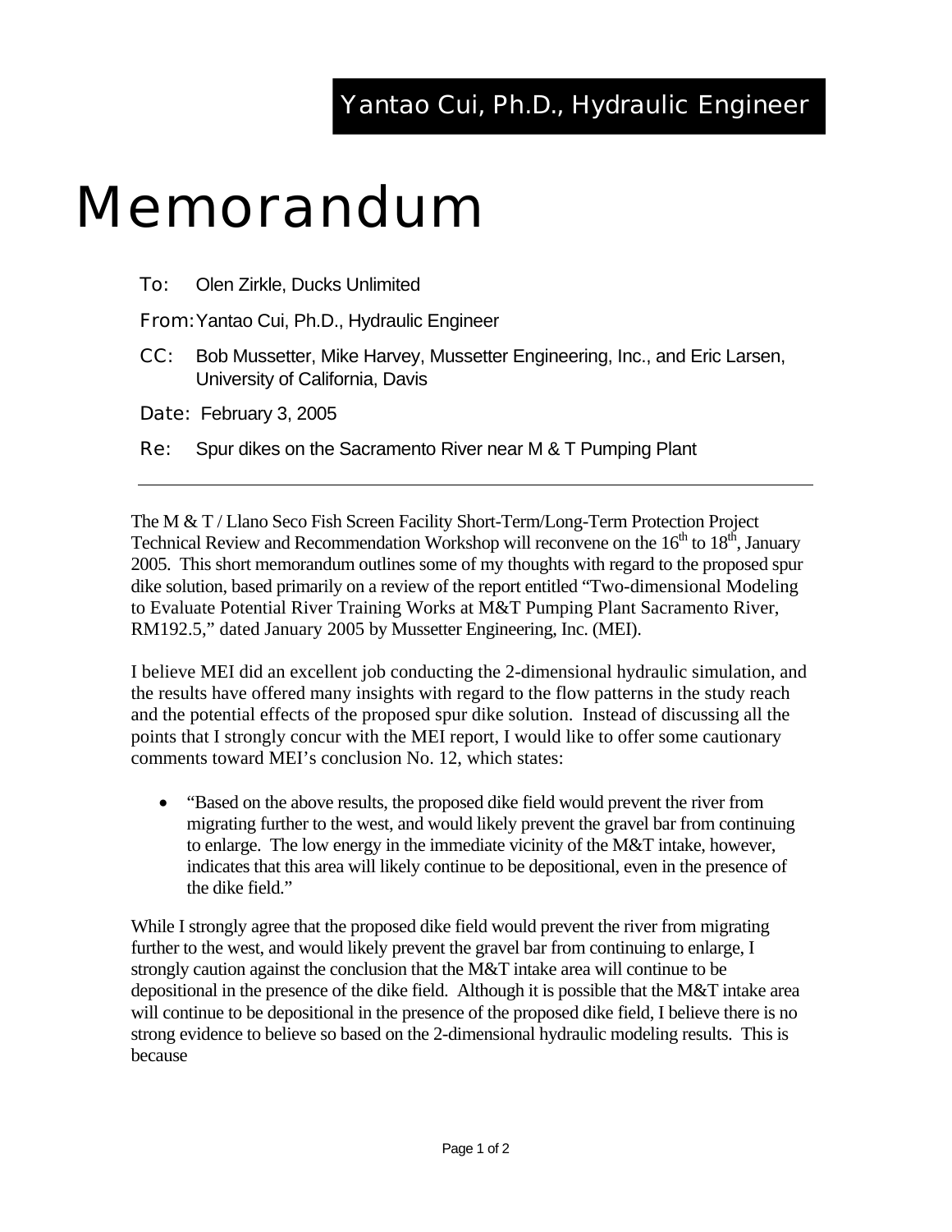Yantao Cui, Ph.D., Hydraulic Engineer

# Memorandum

**To:** Olen Zirkle, Ducks Unlimited

**From:** Yantao Cui, Ph.D., Hydraulic Engineer

**CC:** Bob Mussetter, Mike Harvey, Mussetter Engineering, Inc., and Eric Larsen, University of California, Davis

**Date:** February 3, 2005

**Re:** Spur dikes on the Sacramento River near M & T Pumping Plant

---

The M & T / Llano Seco Fish Screen Facility Short-Term/Long-Term Protection Project Technical Review and Recommendation Workshop will reconvene on the 16th to 18th, January 2005. This short memorandum outlines some of my thoughts with regard to the proposed spur dike solution, based primarily on a review of the report entitled "Two-dimensional Modeling to Evaluate Potential River Training Works at M&T Pumping Plant Sacramento River, RM192.5," dated January 2005 by Mussetter Engineering, Inc. (MEI).

I believe MEI did an excellent job conducting the 2-dimensional hydraulic simulation, and the results have offered many insights with regard to the flow patterns in the study reach and the potential effects of the proposed spur dike solution. Instead of discussing all the points that I strongly concur with the MEI report, I would like to offer some cautionary comments toward MEI's conclusion No. 12, which states:

- "Based on the above results, the proposed dike field would prevent the river from migrating further to the west, and would likely prevent the gravel bar from continuing to enlarge. The low energy in the immediate vicinity of the M&T intake, however, indicates that this area will likely continue to be depositional, even in the presence of the dike field."

While I strongly agree that the proposed dike field would prevent the river from migrating further to the west, and would likely prevent the gravel bar from continuing to enlarge, I strongly caution against the conclusion that the M&T intake area will continue to be depositional in the presence of the dike field. Although it is possible that the M&T intake area will continue to be depositional in the presence of the proposed dike field, I believe there is no strong evidence to believe so based on the 2-dimensional hydraulic modeling results. This is because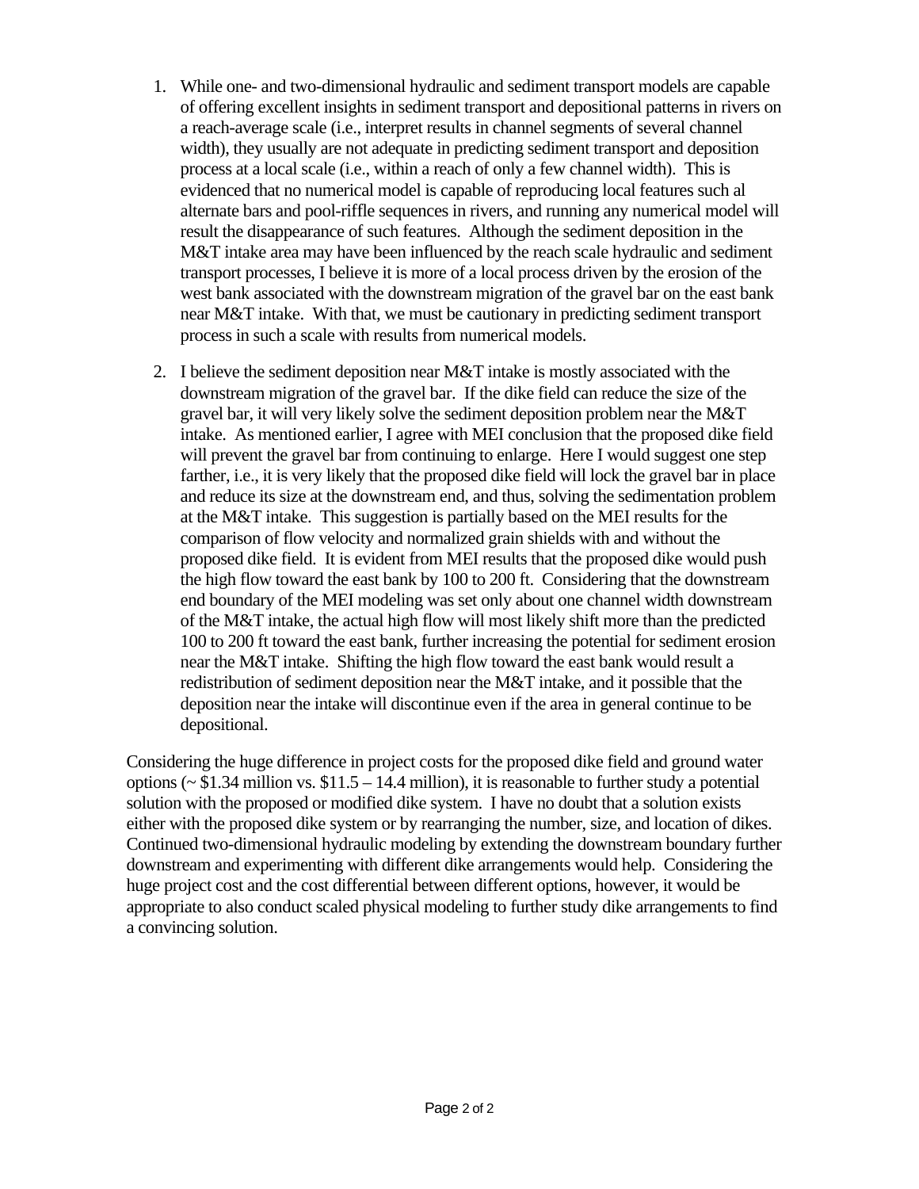1. While one- and two-dimensional hydraulic and sediment transport models are capable of offering excellent insights in sediment transport and depositional patterns in rivers on a reach-average scale (i.e., interpret results in channel segments of several channel width), they usually are not adequate in predicting sediment transport and deposition process at a local scale (i.e., within a reach of only a few channel width). This is evidenced that no numerical model is capable of reproducing local features such al alternate bars and pool-riffle sequences in rivers, and running any numerical model will result the disappearance of such features. Although the sediment deposition in the M&T intake area may have been influenced by the reach scale hydraulic and sediment transport processes, I believe it is more of a local process driven by the erosion of the west bank associated with the downstream migration of the gravel bar on the east bank near M&T intake. With that, we must be cautionary in predicting sediment transport process in such a scale with results from numerical models.

2. I believe the sediment deposition near M&T intake is mostly associated with the downstream migration of the gravel bar. If the dike field can reduce the size of the gravel bar, it will very likely solve the sediment deposition problem near the M&T intake. As mentioned earlier, I agree with MEI conclusion that the proposed dike field will prevent the gravel bar from continuing to enlarge. Here I would suggest one step farther, i.e., it is very likely that the proposed dike field will lock the gravel bar in place and reduce its size at the downstream end, and thus, solving the sedimentation problem at the M&T intake. This suggestion is partially based on the MEI results for the comparison of flow velocity and normalized grain shields with and without the proposed dike field. It is evident from MEI results that the proposed dike would push the high flow toward the east bank by 100 to 200 ft. Considering that the downstream end boundary of the MEI modeling was set only about one channel width downstream of the M&T intake, the actual high flow will most likely shift more than the predicted 100 to 200 ft toward the east bank, further increasing the potential for sediment erosion near the M&T intake. Shifting the high flow toward the east bank would result a redistribution of sediment deposition near the M&T intake, and it possible that the deposition near the intake will discontinue even if the area in general continue to be depositional.

Considering the huge difference in project costs for the proposed dike field and ground water options (~ $1.34 million vs. $11.5 – 14.4 million), it is reasonable to further study a potential solution with the proposed or modified dike system. I have no doubt that a solution exists either with the proposed dike system or by rearranging the number, size, and location of dikes. Continued two-dimensional hydraulic modeling by extending the downstream boundary further downstream and experimenting with different dike arrangements would help. Considering the huge project cost and the cost differential between different options, however, it would be appropriate to also conduct scaled physical modeling to further study dike arrangements to find a convincing solution.